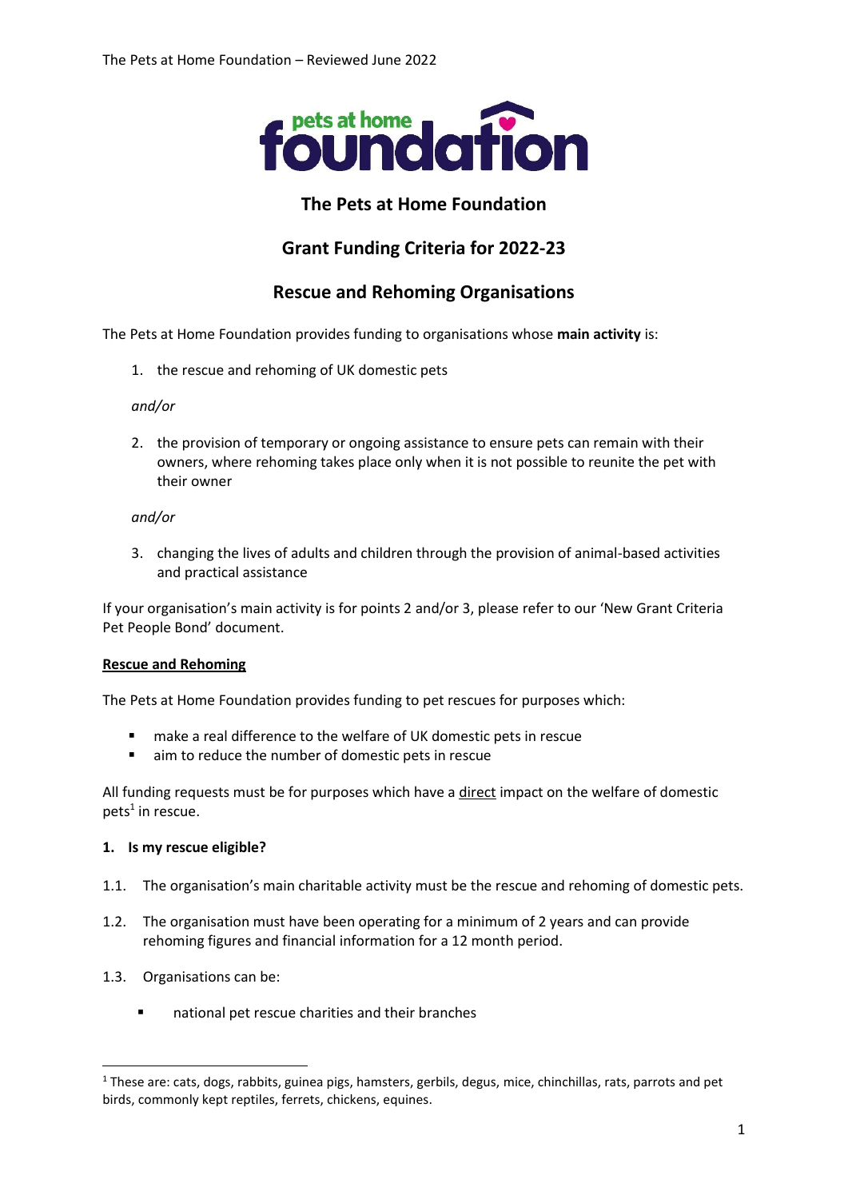# The Pets at Home Foundation

## Grant Funding Criteria for 2022-23

## Rescue and Rehoming Organisations

The Pets at Home Foundation provides funding to organisations whose **main activity** is:

1. the rescue and rehoming of UK domestic pets

*and/or*

2. the provision of temporary or ongoing assistance to ensure pets can remain with their owners, where rehoming takes place only when it is not possible to reunite the pet with their owner

*and/or*

3. changing the lives of adults and children through the provision of animal-based activities and practical assistance

If your organisation's main activity is for points 2 and/or 3, please refer to our 'New Grant Criteria Pet People Bond' document.

### Rescue and Rehoming

The Pets at Home Foundation provides funding to pet rescues for purposes which:

- make a real difference to the welfare of UK domestic pets in rescue
- aim to reduce the number of domestic pets in rescue

All funding requests must be for purposes which have a direct impact on the welfare of domestic pets[1] in rescue.

### 1. Is my rescue eligible?

1.1. The organisation's main charitable activity must be the rescue and rehoming of domestic pets.

1.2. The organisation must have been operating for a minimum of 2 years and can provide rehoming figures and financial information for a 12 month period.

1.3. Organisations can be:

- national pet rescue charities and their branches

---

[1] These are: cats, dogs, rabbits, guinea pigs, hamsters, gerbils, degus, mice, chinchillas, rats, parrots and pet birds, commonly kept reptiles, ferrets, chickens, equines.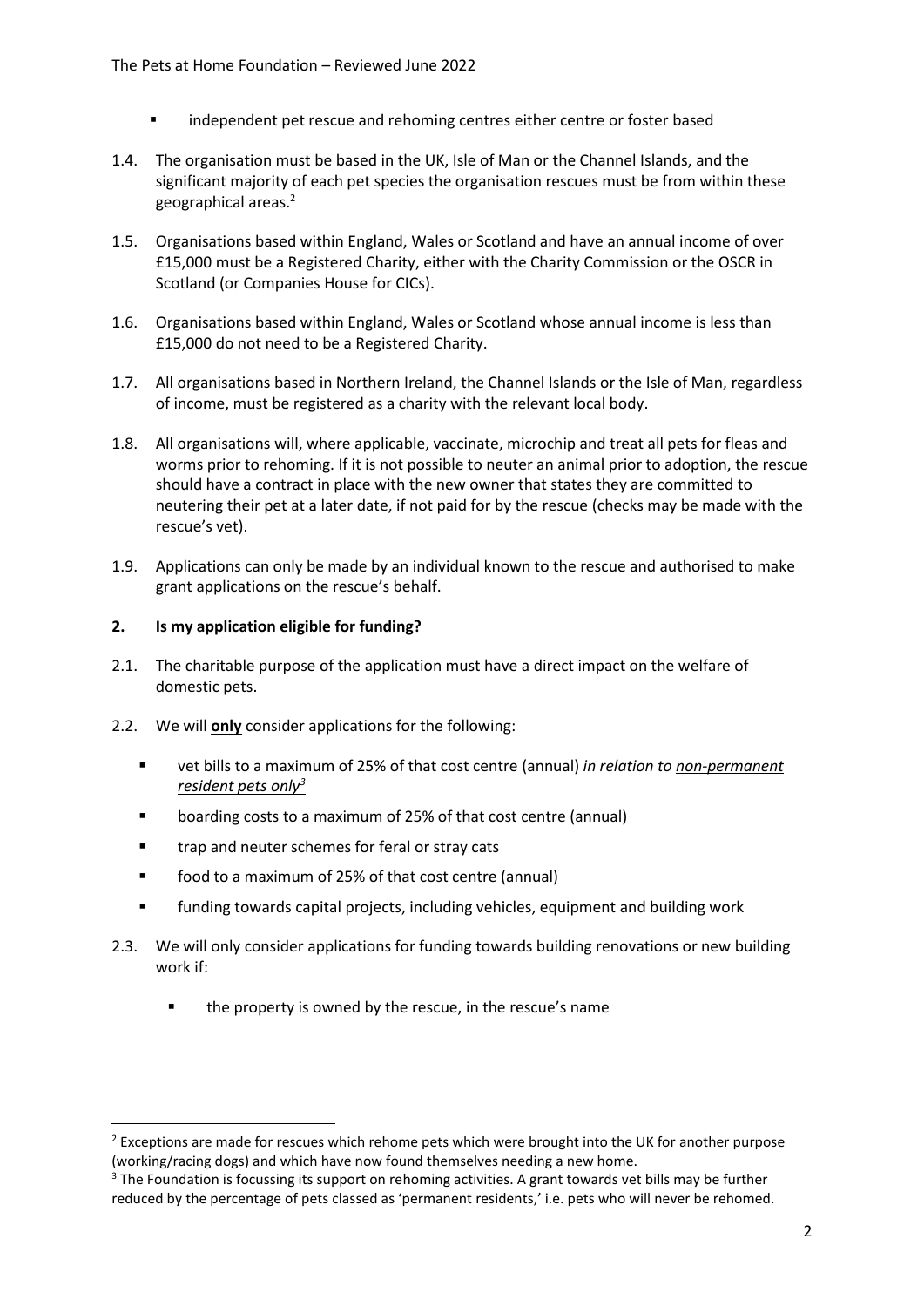- independent pet rescue and rehoming centres either centre or foster based

1.4. The organisation must be based in the UK, Isle of Man or the Channel Islands, and the significant majority of each pet species the organisation rescues must be from within these geographical areas.[2]

1.5. Organisations based within England, Wales or Scotland and have an annual income of over £15,000 must be a Registered Charity, either with the Charity Commission or the OSCR in Scotland (or Companies House for CICs).

1.6. Organisations based within England, Wales or Scotland whose annual income is less than £15,000 do not need to be a Registered Charity.

1.7. All organisations based in Northern Ireland, the Channel Islands or the Isle of Man, regardless of income, must be registered as a charity with the relevant local body.

1.8. All organisations will, where applicable, vaccinate, microchip and treat all pets for fleas and worms prior to rehoming. If it is not possible to neuter an animal prior to adoption, the rescue should have a contract in place with the new owner that states they are committed to neutering their pet at a later date, if not paid for by the rescue (checks may be made with the rescue's vet).

1.9. Applications can only be made by an individual known to the rescue and authorised to make grant applications on the rescue's behalf.

## 2. Is my application eligible for funding?

2.1. The charitable purpose of the application must have a direct impact on the welfare of domestic pets.

2.2. We will **only** consider applications for the following:

- vet bills to a maximum of 25% of that cost centre (annual) *in relation to non-permanent resident pets only*[3]
- boarding costs to a maximum of 25% of that cost centre (annual)
- trap and neuter schemes for feral or stray cats
- food to a maximum of 25% of that cost centre (annual)
- funding towards capital projects, including vehicles, equipment and building work

2.3. We will only consider applications for funding towards building renovations or new building work if:

- the property is owned by the rescue, in the rescue's name

---

[2] Exceptions are made for rescues which rehome pets which were brought into the UK for another purpose (working/racing dogs) and which have now found themselves needing a new home.

[3] The Foundation is focussing its support on rehoming activities. A grant towards vet bills may be further reduced by the percentage of pets classed as 'permanent residents,' i.e. pets who will never be rehomed.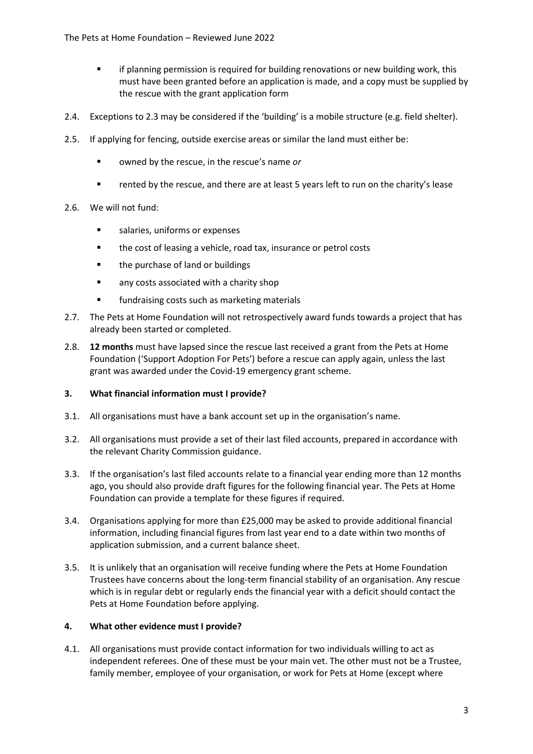- if planning permission is required for building renovations or new building work, this must have been granted before an application is made, and a copy must be supplied by the rescue with the grant application form

2.4. Exceptions to 2.3 may be considered if the 'building' is a mobile structure (e.g. field shelter).

2.5. If applying for fencing, outside exercise areas or similar the land must either be:

- owned by the rescue, in the rescue's name *or*
- rented by the rescue, and there are at least 5 years left to run on the charity's lease

2.6. We will not fund:

- salaries, uniforms or expenses
- the cost of leasing a vehicle, road tax, insurance or petrol costs
- the purchase of land or buildings
- any costs associated with a charity shop
- fundraising costs such as marketing materials

2.7. The Pets at Home Foundation will not retrospectively award funds towards a project that has already been started or completed.

2.8. **12 months** must have lapsed since the rescue last received a grant from the Pets at Home Foundation ('Support Adoption For Pets') before a rescue can apply again, unless the last grant was awarded under the Covid-19 emergency grant scheme.

### 3. What financial information must I provide?

3.1. All organisations must have a bank account set up in the organisation's name.

3.2. All organisations must provide a set of their last filed accounts, prepared in accordance with the relevant Charity Commission guidance.

3.3. If the organisation's last filed accounts relate to a financial year ending more than 12 months ago, you should also provide draft figures for the following financial year. The Pets at Home Foundation can provide a template for these figures if required.

3.4. Organisations applying for more than £25,000 may be asked to provide additional financial information, including financial figures from last year end to a date within two months of application submission, and a current balance sheet.

3.5. It is unlikely that an organisation will receive funding where the Pets at Home Foundation Trustees have concerns about the long-term financial stability of an organisation. Any rescue which is in regular debt or regularly ends the financial year with a deficit should contact the Pets at Home Foundation before applying.

### 4. What other evidence must I provide?

4.1. All organisations must provide contact information for two individuals willing to act as independent referees. One of these must be your main vet. The other must not be a Trustee, family member, employee of your organisation, or work for Pets at Home (except where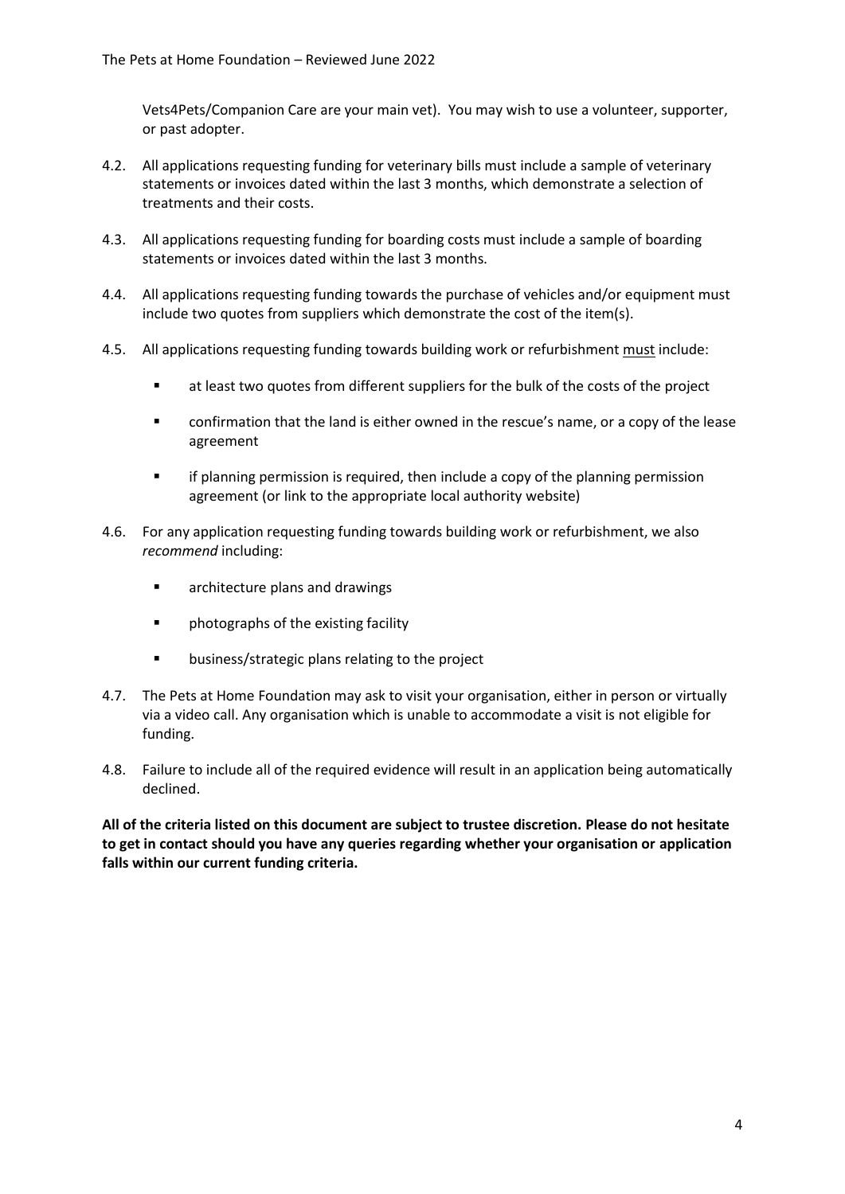Vets4Pets/Companion Care are your main vet). You may wish to use a volunteer, supporter, or past adopter.

4.2. All applications requesting funding for veterinary bills must include a sample of veterinary statements or invoices dated within the last 3 months, which demonstrate a selection of treatments and their costs.

4.3. All applications requesting funding for boarding costs must include a sample of boarding statements or invoices dated within the last 3 months.

4.4. All applications requesting funding towards the purchase of vehicles and/or equipment must include two quotes from suppliers which demonstrate the cost of the item(s).

4.5. All applications requesting funding towards building work or refurbishment <u>must</u> include:

- at least two quotes from different suppliers for the bulk of the costs of the project
- confirmation that the land is either owned in the rescue's name, or a copy of the lease agreement
- if planning permission is required, then include a copy of the planning permission agreement (or link to the appropriate local authority website)

4.6. For any application requesting funding towards building work or refurbishment, we also *recommend* including:

- architecture plans and drawings
- photographs of the existing facility
- business/strategic plans relating to the project

4.7. The Pets at Home Foundation may ask to visit your organisation, either in person or virtually via a video call. Any organisation which is unable to accommodate a visit is not eligible for funding.

4.8. Failure to include all of the required evidence will result in an application being automatically declined.

**All of the criteria listed on this document are subject to trustee discretion. Please do not hesitate to get in contact should you have any queries regarding whether your organisation or application falls within our current funding criteria.**